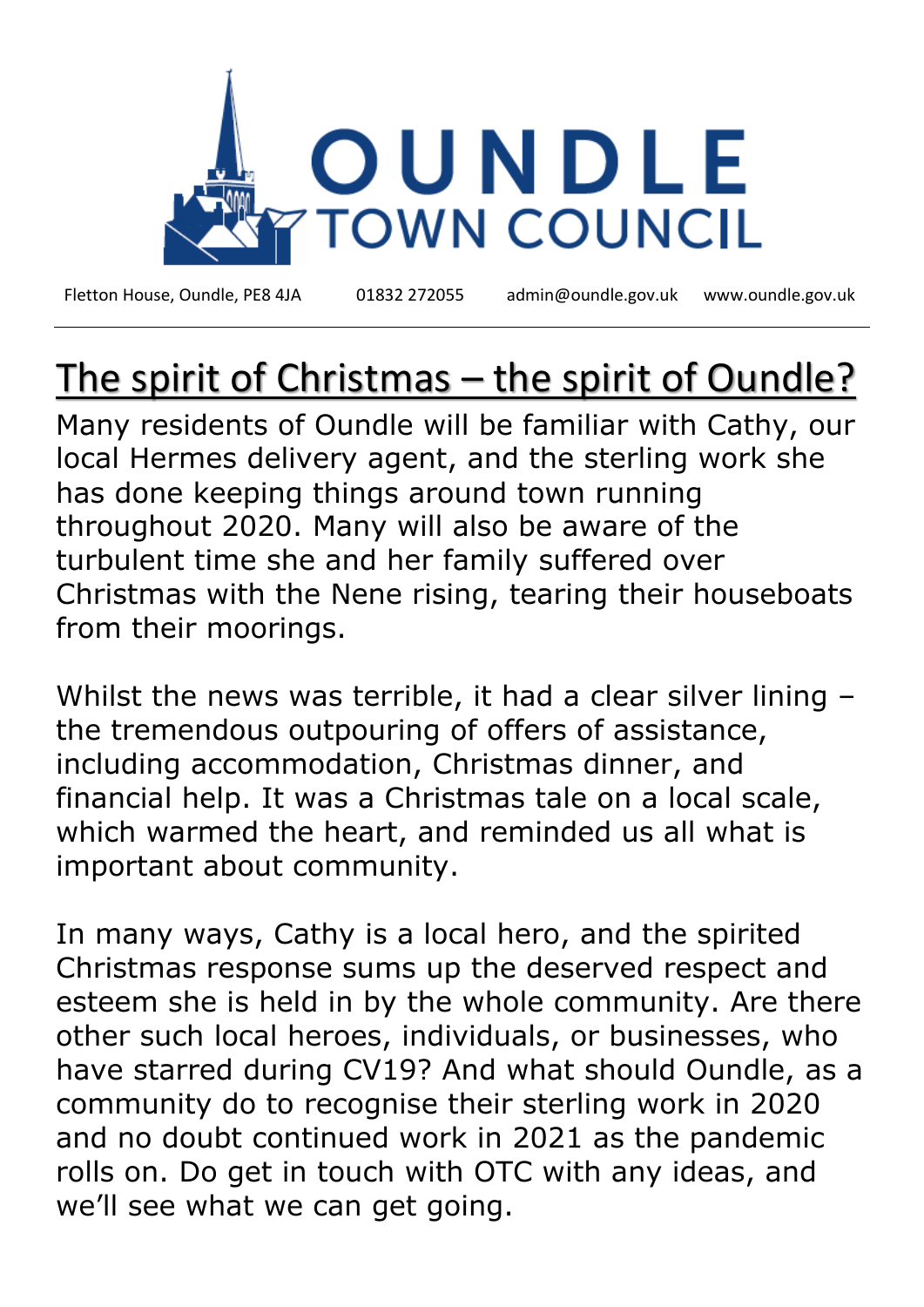# OUNDLE TOWN COUNCIL

Fletton House, Oundle, PE8 4JA 01832 272055 admin@oundle.gov.uk www.oundle.gov.uk

---

## The spirit of Christmas – the spirit of Oundle?

Many residents of Oundle will be familiar with Cathy, our local Hermes delivery agent, and the sterling work she has done keeping things around town running throughout 2020. Many will also be aware of the turbulent time she and her family suffered over Christmas with the Nene rising, tearing their houseboats from their moorings.

Whilst the news was terrible, it had a clear silver lining – the tremendous outpouring of offers of assistance, including accommodation, Christmas dinner, and financial help. It was a Christmas tale on a local scale, which warmed the heart, and reminded us all what is important about community.

In many ways, Cathy is a local hero, and the spirited Christmas response sums up the deserved respect and esteem she is held in by the whole community. Are there other such local heroes, individuals, or businesses, who have starred during CV19? And what should Oundle, as a community do to recognise their sterling work in 2020 and no doubt continued work in 2021 as the pandemic rolls on. Do get in touch with OTC with any ideas, and we'll see what we can get going.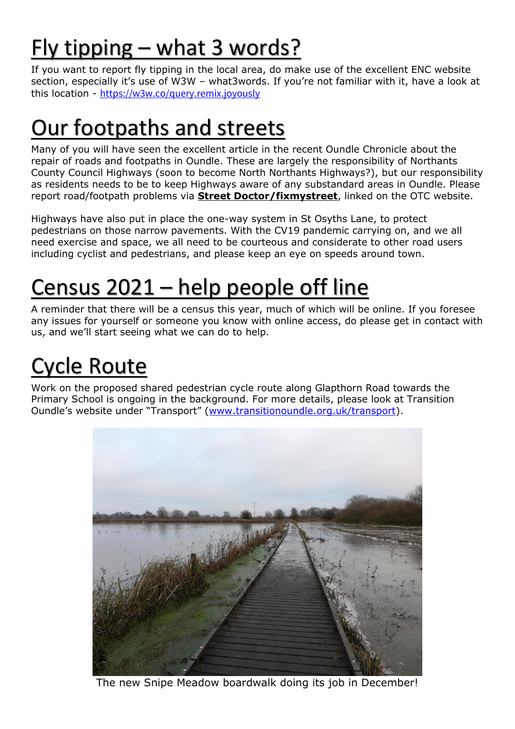# Fly tipping – what 3 words?

If you want to report fly tipping in the local area, do make use of the excellent ENC website section, especially it's use of W3W – what3words. If you're not familiar with it, have a look at this location - https://w3w.co/query.remix.joyously

# Our footpaths and streets

Many of you will have seen the excellent article in the recent Oundle Chronicle about the repair of roads and footpaths in Oundle. These are largely the responsibility of Northants County Council Highways (soon to become North Northants Highways?), but our responsibility as residents needs to be to keep Highways aware of any substandard areas in Oundle. Please report road/footpath problems via **Street Doctor/fixmystreet**, linked on the OTC website.

Highways have also put in place the one-way system in St Osyths Lane, to protect pedestrians on those narrow pavements. With the CV19 pandemic carrying on, and we all need exercise and space, we all need to be courteous and considerate to other road users including cyclist and pedestrians, and please keep an eye on speeds around town.

# Census 2021 – help people off line

A reminder that there will be a census this year, much of which will be online. If you foresee any issues for yourself or someone you know with online access, do please get in contact with us, and we'll start seeing what we can do to help.

# Cycle Route

Work on the proposed shared pedestrian cycle route along Glapthorn Road towards the Primary School is ongoing in the background. For more details, please look at Transition Oundle's website under "Transport" (www.transitionoundle.org.uk/transport).

The new Snipe Meadow boardwalk doing its job in December!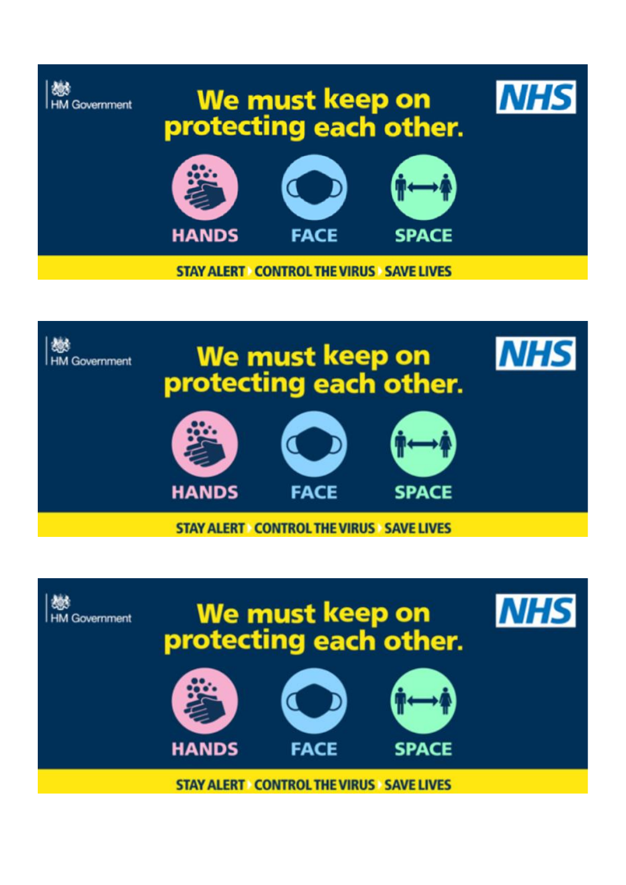HM Government

# We must keep on protecting each other.

NHS

HANDS FACE SPACE

STAY ALERT CONTROL THE VIRUS SAVE LIVES

HM Government

# We must keep on protecting each other.

NHS

HANDS FACE SPACE

STAY ALERT CONTROL THE VIRUS SAVE LIVES

HM Government

# We must keep on protecting each other.

NHS

HANDS FACE SPACE

STAY ALERT CONTROL THE VIRUS SAVE LIVES